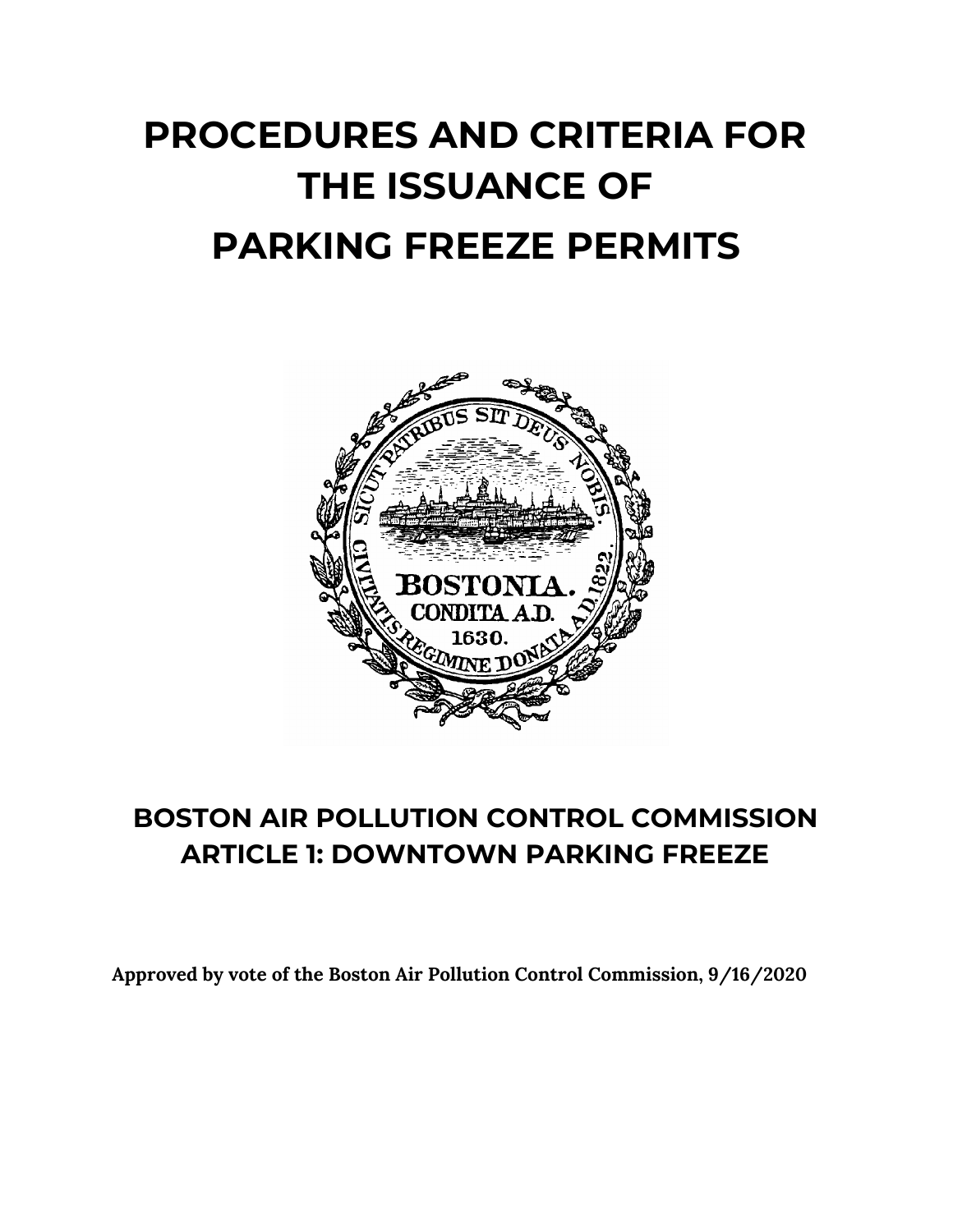# PROCEDURES AND CRITERIA FOR THE ISSUANCE OF PARKING FREEZE PERMITS

## BOSTON AIR POLLUTION CONTROL COMMISSION
## ARTICLE 1: DOWNTOWN PARKING FREEZE

**Approved by vote of the Boston Air Pollution Control Commission, 9/16/2020**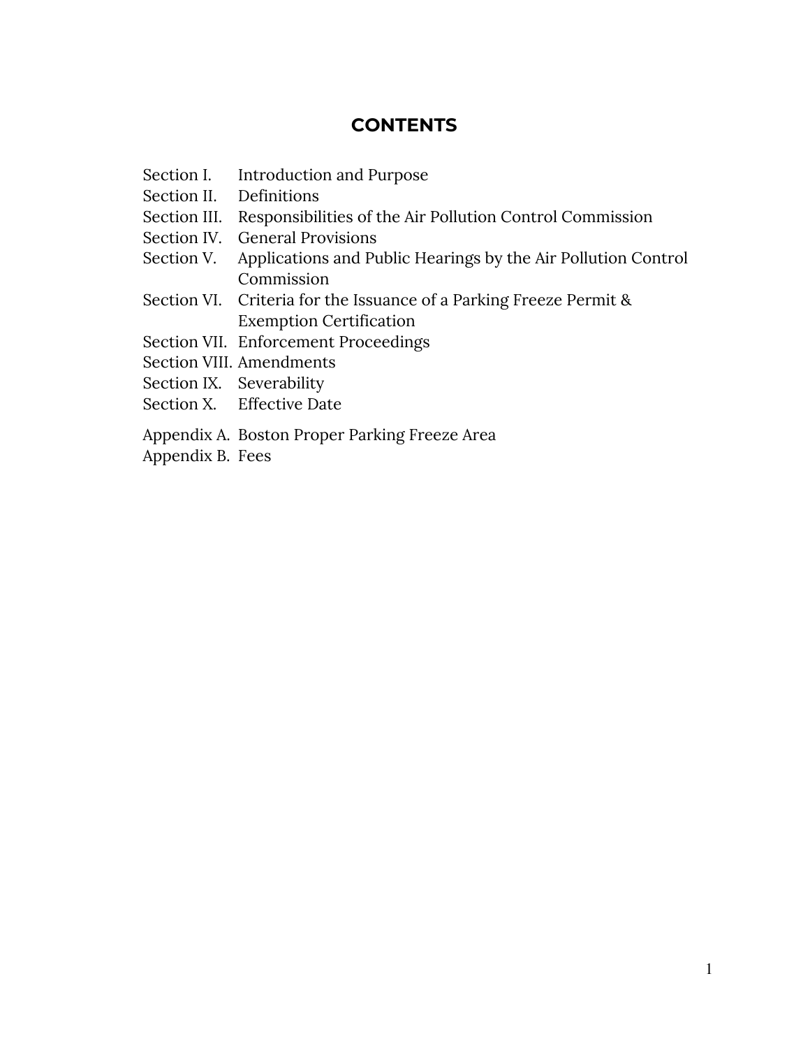## CONTENTS

Section I. Introduction and Purpose
Section II. Definitions
Section III. Responsibilities of the Air Pollution Control Commission
Section IV. General Provisions
Section V. Applications and Public Hearings by the Air Pollution Control Commission
Section VI. Criteria for the Issuance of a Parking Freeze Permit & Exemption Certification
Section VII. Enforcement Proceedings
Section VIII. Amendments
Section IX. Severability
Section X. Effective Date

Appendix A. Boston Proper Parking Freeze Area
Appendix B. Fees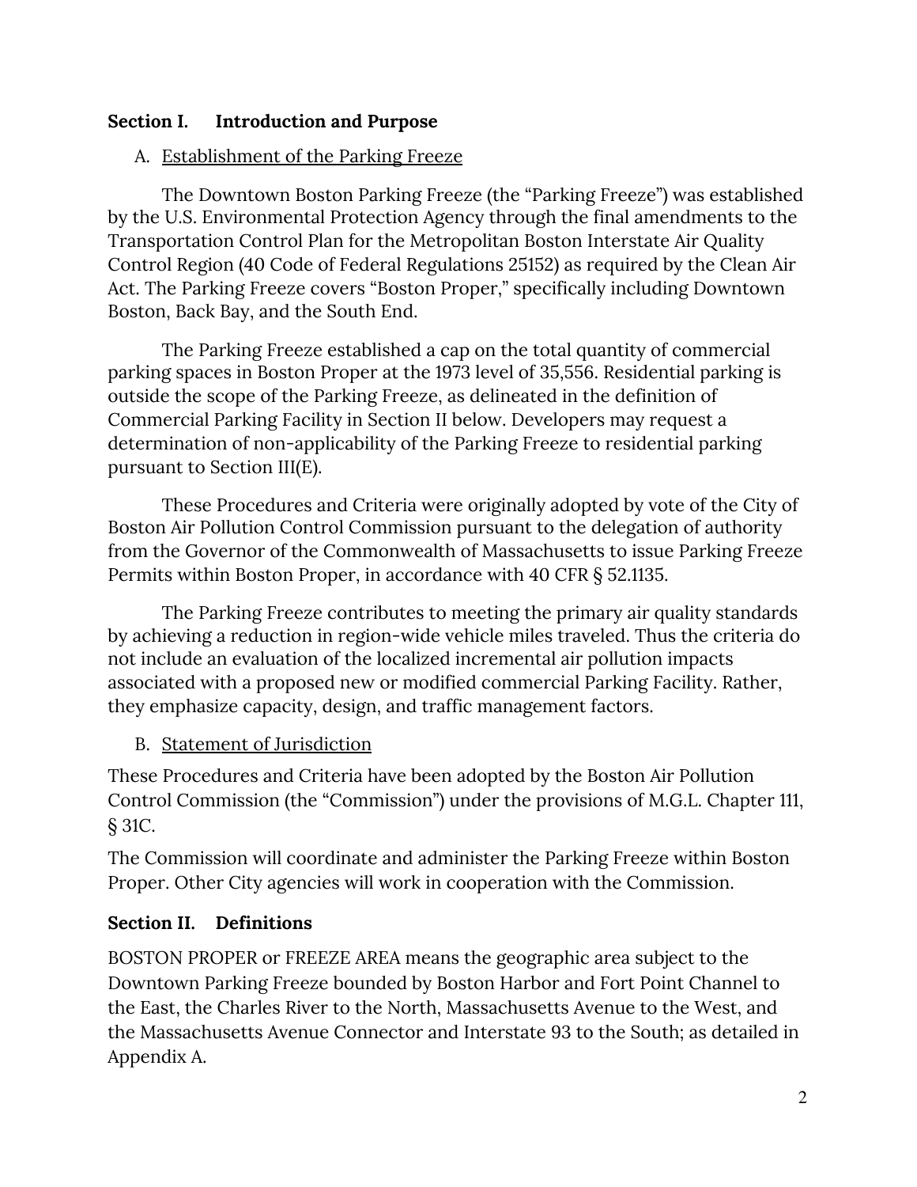## Section I. Introduction and Purpose

### A. Establishment of the Parking Freeze

The Downtown Boston Parking Freeze (the "Parking Freeze") was established by the U.S. Environmental Protection Agency through the final amendments to the Transportation Control Plan for the Metropolitan Boston Interstate Air Quality Control Region (40 Code of Federal Regulations 25152) as required by the Clean Air Act. The Parking Freeze covers "Boston Proper," specifically including Downtown Boston, Back Bay, and the South End.

The Parking Freeze established a cap on the total quantity of commercial parking spaces in Boston Proper at the 1973 level of 35,556. Residential parking is outside the scope of the Parking Freeze, as delineated in the definition of Commercial Parking Facility in Section II below. Developers may request a determination of non-applicability of the Parking Freeze to residential parking pursuant to Section III(E).

These Procedures and Criteria were originally adopted by vote of the City of Boston Air Pollution Control Commission pursuant to the delegation of authority from the Governor of the Commonwealth of Massachusetts to issue Parking Freeze Permits within Boston Proper, in accordance with 40 CFR § 52.1135.

The Parking Freeze contributes to meeting the primary air quality standards by achieving a reduction in region-wide vehicle miles traveled. Thus the criteria do not include an evaluation of the localized incremental air pollution impacts associated with a proposed new or modified commercial Parking Facility. Rather, they emphasize capacity, design, and traffic management factors.

### B. Statement of Jurisdiction

These Procedures and Criteria have been adopted by the Boston Air Pollution Control Commission (the "Commission") under the provisions of M.G.L. Chapter 111, § 31C.

The Commission will coordinate and administer the Parking Freeze within Boston Proper. Other City agencies will work in cooperation with the Commission.

## Section II. Definitions

BOSTON PROPER or FREEZE AREA means the geographic area subject to the Downtown Parking Freeze bounded by Boston Harbor and Fort Point Channel to the East, the Charles River to the North, Massachusetts Avenue to the West, and the Massachusetts Avenue Connector and Interstate 93 to the South; as detailed in Appendix A.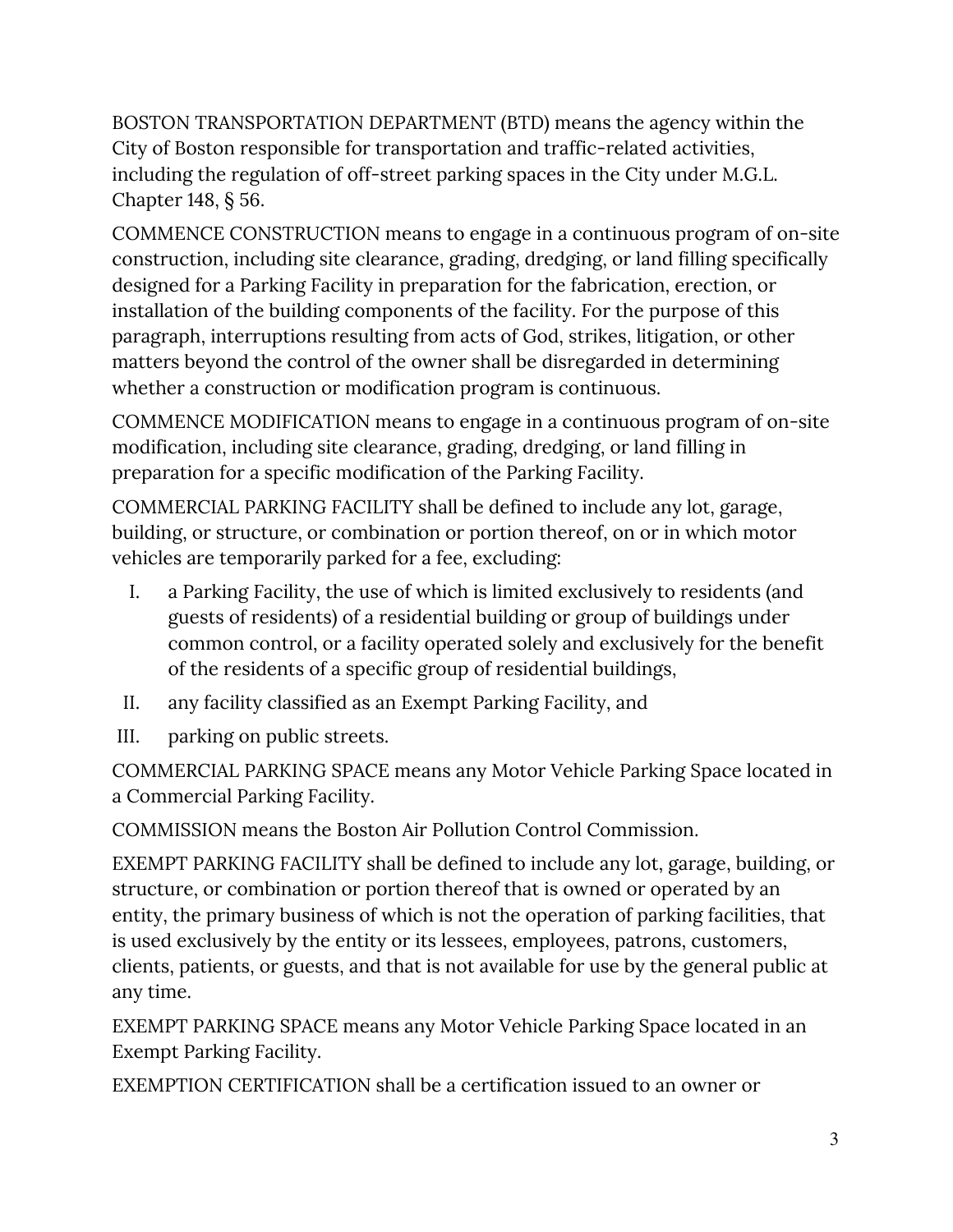BOSTON TRANSPORTATION DEPARTMENT (BTD) means the agency within the City of Boston responsible for transportation and traffic-related activities, including the regulation of off-street parking spaces in the City under M.G.L. Chapter 148, § 56.

COMMENCE CONSTRUCTION means to engage in a continuous program of on-site construction, including site clearance, grading, dredging, or land filling specifically designed for a Parking Facility in preparation for the fabrication, erection, or installation of the building components of the facility. For the purpose of this paragraph, interruptions resulting from acts of God, strikes, litigation, or other matters beyond the control of the owner shall be disregarded in determining whether a construction or modification program is continuous.

COMMENCE MODIFICATION means to engage in a continuous program of on-site modification, including site clearance, grading, dredging, or land filling in preparation for a specific modification of the Parking Facility.

COMMERCIAL PARKING FACILITY shall be defined to include any lot, garage, building, or structure, or combination or portion thereof, on or in which motor vehicles are temporarily parked for a fee, excluding:

I. a Parking Facility, the use of which is limited exclusively to residents (and guests of residents) of a residential building or group of buildings under common control, or a facility operated solely and exclusively for the benefit of the residents of a specific group of residential buildings,
II. any facility classified as an Exempt Parking Facility, and
III. parking on public streets.

COMMERCIAL PARKING SPACE means any Motor Vehicle Parking Space located in a Commercial Parking Facility.

COMMISSION means the Boston Air Pollution Control Commission.

EXEMPT PARKING FACILITY shall be defined to include any lot, garage, building, or structure, or combination or portion thereof that is owned or operated by an entity, the primary business of which is not the operation of parking facilities, that is used exclusively by the entity or its lessees, employees, patrons, customers, clients, patients, or guests, and that is not available for use by the general public at any time.

EXEMPT PARKING SPACE means any Motor Vehicle Parking Space located in an Exempt Parking Facility.

EXEMPTION CERTIFICATION shall be a certification issued to an owner or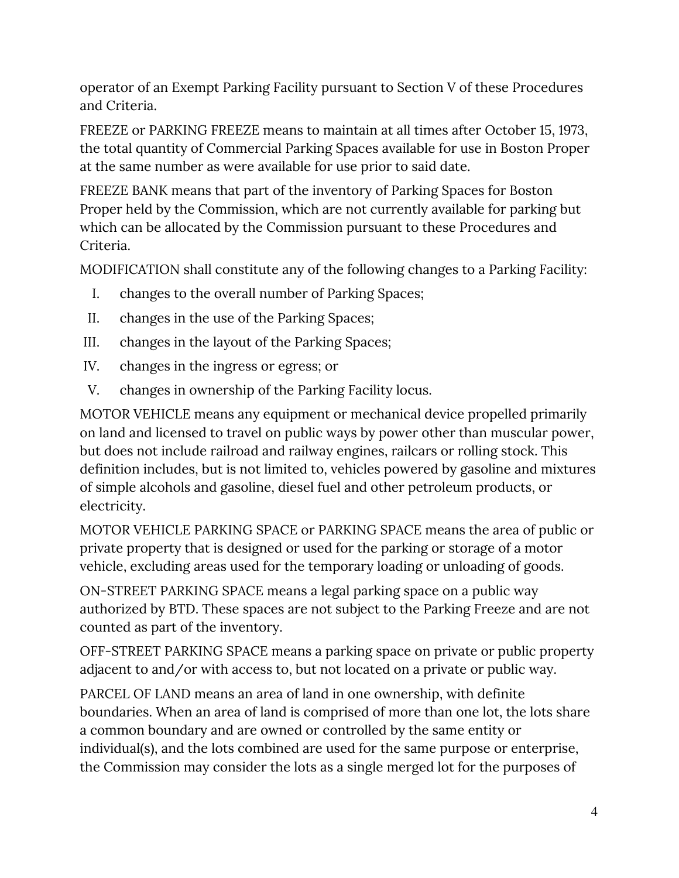operator of an Exempt Parking Facility pursuant to Section V of these Procedures and Criteria.

FREEZE or PARKING FREEZE means to maintain at all times after October 15, 1973, the total quantity of Commercial Parking Spaces available for use in Boston Proper at the same number as were available for use prior to said date.

FREEZE BANK means that part of the inventory of Parking Spaces for Boston Proper held by the Commission, which are not currently available for parking but which can be allocated by the Commission pursuant to these Procedures and Criteria.

MODIFICATION shall constitute any of the following changes to a Parking Facility:

I. changes to the overall number of Parking Spaces;
II. changes in the use of the Parking Spaces;
III. changes in the layout of the Parking Spaces;
IV. changes in the ingress or egress; or
V. changes in ownership of the Parking Facility locus.

MOTOR VEHICLE means any equipment or mechanical device propelled primarily on land and licensed to travel on public ways by power other than muscular power, but does not include railroad and railway engines, railcars or rolling stock. This definition includes, but is not limited to, vehicles powered by gasoline and mixtures of simple alcohols and gasoline, diesel fuel and other petroleum products, or electricity.

MOTOR VEHICLE PARKING SPACE or PARKING SPACE means the area of public or private property that is designed or used for the parking or storage of a motor vehicle, excluding areas used for the temporary loading or unloading of goods.

ON-STREET PARKING SPACE means a legal parking space on a public way authorized by BTD. These spaces are not subject to the Parking Freeze and are not counted as part of the inventory.

OFF-STREET PARKING SPACE means a parking space on private or public property adjacent to and/or with access to, but not located on a private or public way.

PARCEL OF LAND means an area of land in one ownership, with definite boundaries. When an area of land is comprised of more than one lot, the lots share a common boundary and are owned or controlled by the same entity or individual(s), and the lots combined are used for the same purpose or enterprise, the Commission may consider the lots as a single merged lot for the purposes of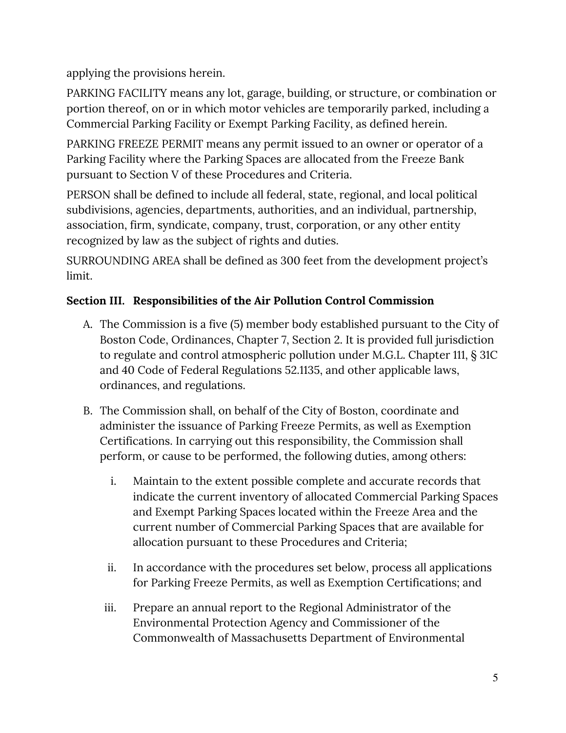applying the provisions herein.

PARKING FACILITY means any lot, garage, building, or structure, or combination or portion thereof, on or in which motor vehicles are temporarily parked, including a Commercial Parking Facility or Exempt Parking Facility, as defined herein.

PARKING FREEZE PERMIT means any permit issued to an owner or operator of a Parking Facility where the Parking Spaces are allocated from the Freeze Bank pursuant to Section V of these Procedures and Criteria.

PERSON shall be defined to include all federal, state, regional, and local political subdivisions, agencies, departments, authorities, and an individual, partnership, association, firm, syndicate, company, trust, corporation, or any other entity recognized by law as the subject of rights and duties.

SURROUNDING AREA shall be defined as 300 feet from the development project's limit.

**Section III. Responsibilities of the Air Pollution Control Commission**

A. The Commission is a five (5) member body established pursuant to the City of Boston Code, Ordinances, Chapter 7, Section 2. It is provided full jurisdiction to regulate and control atmospheric pollution under M.G.L. Chapter 111, § 31C and 40 Code of Federal Regulations 52.1135, and other applicable laws, ordinances, and regulations.

B. The Commission shall, on behalf of the City of Boston, coordinate and administer the issuance of Parking Freeze Permits, as well as Exemption Certifications. In carrying out this responsibility, the Commission shall perform, or cause to be performed, the following duties, among others:

   i. Maintain to the extent possible complete and accurate records that indicate the current inventory of allocated Commercial Parking Spaces and Exempt Parking Spaces located within the Freeze Area and the current number of Commercial Parking Spaces that are available for allocation pursuant to these Procedures and Criteria;

   ii. In accordance with the procedures set below, process all applications for Parking Freeze Permits, as well as Exemption Certifications; and

   iii. Prepare an annual report to the Regional Administrator of the Environmental Protection Agency and Commissioner of the Commonwealth of Massachusetts Department of Environmental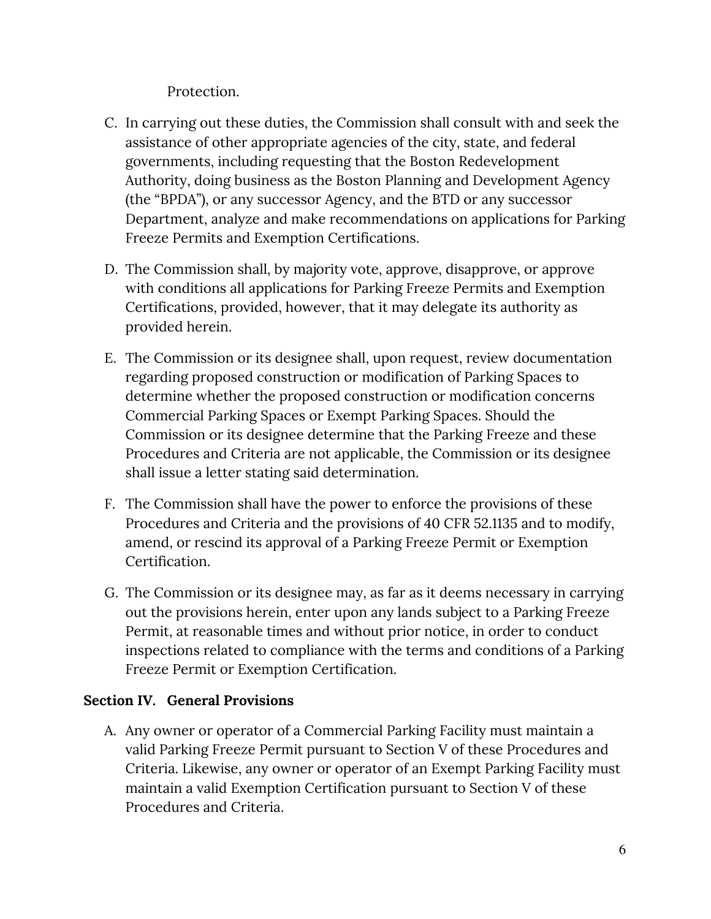Protection.

C. In carrying out these duties, the Commission shall consult with and seek the assistance of other appropriate agencies of the city, state, and federal governments, including requesting that the Boston Redevelopment Authority, doing business as the Boston Planning and Development Agency (the "BPDA"), or any successor Agency, and the BTD or any successor Department, analyze and make recommendations on applications for Parking Freeze Permits and Exemption Certifications.

D. The Commission shall, by majority vote, approve, disapprove, or approve with conditions all applications for Parking Freeze Permits and Exemption Certifications, provided, however, that it may delegate its authority as provided herein.

E. The Commission or its designee shall, upon request, review documentation regarding proposed construction or modification of Parking Spaces to determine whether the proposed construction or modification concerns Commercial Parking Spaces or Exempt Parking Spaces. Should the Commission or its designee determine that the Parking Freeze and these Procedures and Criteria are not applicable, the Commission or its designee shall issue a letter stating said determination.

F. The Commission shall have the power to enforce the provisions of these Procedures and Criteria and the provisions of 40 CFR 52.1135 and to modify, amend, or rescind its approval of a Parking Freeze Permit or Exemption Certification.

G. The Commission or its designee may, as far as it deems necessary in carrying out the provisions herein, enter upon any lands subject to a Parking Freeze Permit, at reasonable times and without prior notice, in order to conduct inspections related to compliance with the terms and conditions of a Parking Freeze Permit or Exemption Certification.

## Section IV. General Provisions

A. Any owner or operator of a Commercial Parking Facility must maintain a valid Parking Freeze Permit pursuant to Section V of these Procedures and Criteria. Likewise, any owner or operator of an Exempt Parking Facility must maintain a valid Exemption Certification pursuant to Section V of these Procedures and Criteria.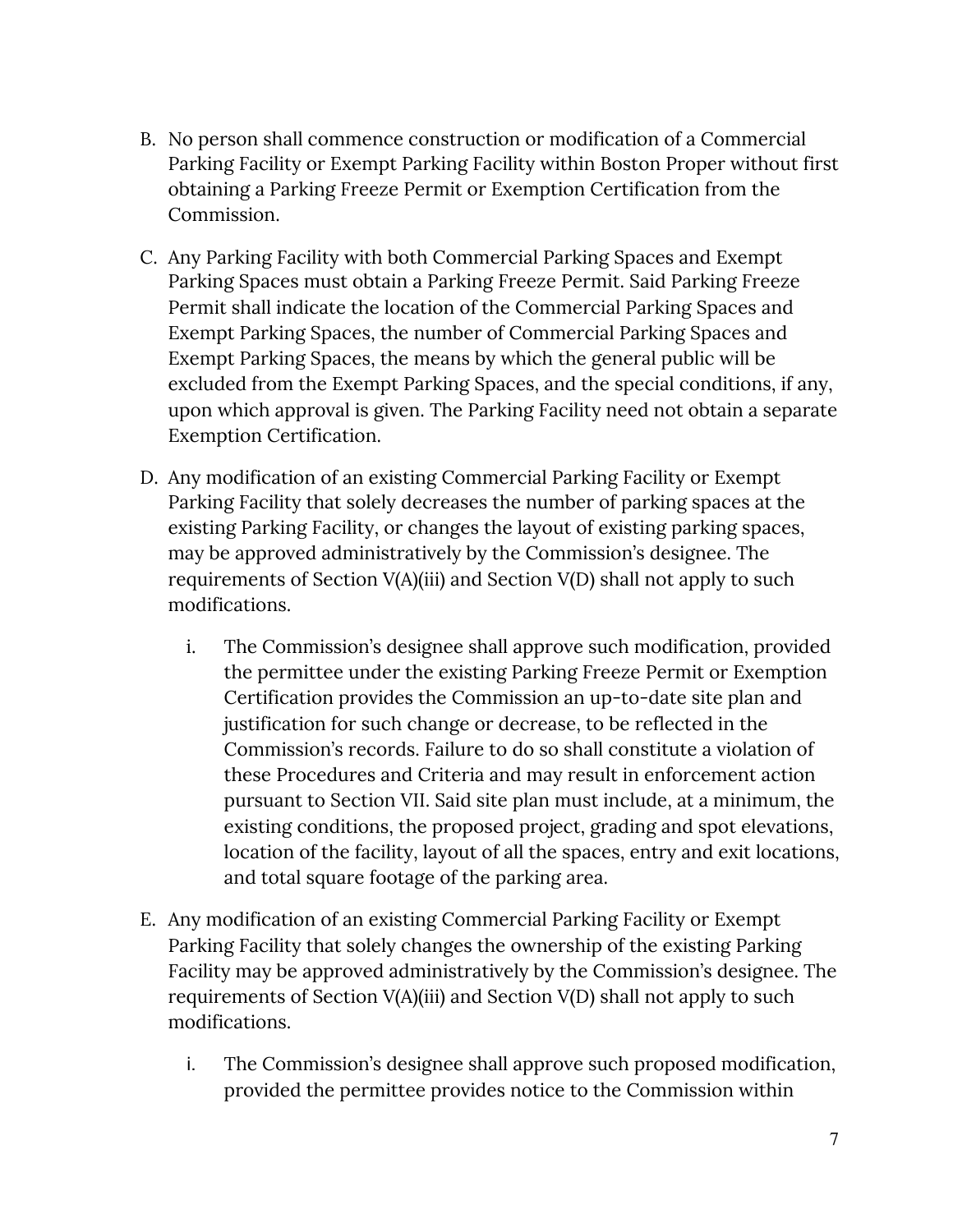B. No person shall commence construction or modification of a Commercial Parking Facility or Exempt Parking Facility within Boston Proper without first obtaining a Parking Freeze Permit or Exemption Certification from the Commission.

C. Any Parking Facility with both Commercial Parking Spaces and Exempt Parking Spaces must obtain a Parking Freeze Permit. Said Parking Freeze Permit shall indicate the location of the Commercial Parking Spaces and Exempt Parking Spaces, the number of Commercial Parking Spaces and Exempt Parking Spaces, the means by which the general public will be excluded from the Exempt Parking Spaces, and the special conditions, if any, upon which approval is given. The Parking Facility need not obtain a separate Exemption Certification.

D. Any modification of an existing Commercial Parking Facility or Exempt Parking Facility that solely decreases the number of parking spaces at the existing Parking Facility, or changes the layout of existing parking spaces, may be approved administratively by the Commission's designee. The requirements of Section V(A)(iii) and Section V(D) shall not apply to such modifications.

   i. The Commission's designee shall approve such modification, provided the permittee under the existing Parking Freeze Permit or Exemption Certification provides the Commission an up-to-date site plan and justification for such change or decrease, to be reflected in the Commission's records. Failure to do so shall constitute a violation of these Procedures and Criteria and may result in enforcement action pursuant to Section VII. Said site plan must include, at a minimum, the existing conditions, the proposed project, grading and spot elevations, location of the facility, layout of all the spaces, entry and exit locations, and total square footage of the parking area.

E. Any modification of an existing Commercial Parking Facility or Exempt Parking Facility that solely changes the ownership of the existing Parking Facility may be approved administratively by the Commission's designee. The requirements of Section V(A)(iii) and Section V(D) shall not apply to such modifications.

   i. The Commission's designee shall approve such proposed modification, provided the permittee provides notice to the Commission within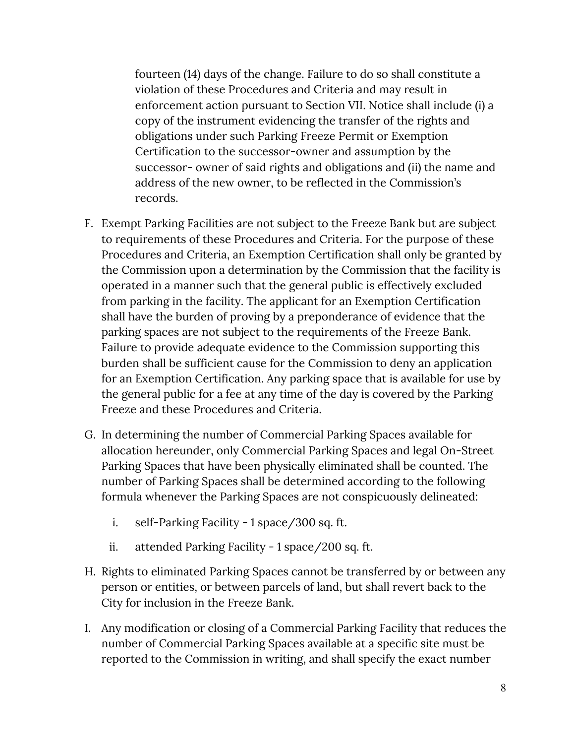fourteen (14) days of the change. Failure to do so shall constitute a violation of these Procedures and Criteria and may result in enforcement action pursuant to Section VII. Notice shall include (i) a copy of the instrument evidencing the transfer of the rights and obligations under such Parking Freeze Permit or Exemption Certification to the successor-owner and assumption by the successor- owner of said rights and obligations and (ii) the name and address of the new owner, to be reflected in the Commission's records.

F. Exempt Parking Facilities are not subject to the Freeze Bank but are subject to requirements of these Procedures and Criteria. For the purpose of these Procedures and Criteria, an Exemption Certification shall only be granted by the Commission upon a determination by the Commission that the facility is operated in a manner such that the general public is effectively excluded from parking in the facility. The applicant for an Exemption Certification shall have the burden of proving by a preponderance of evidence that the parking spaces are not subject to the requirements of the Freeze Bank. Failure to provide adequate evidence to the Commission supporting this burden shall be sufficient cause for the Commission to deny an application for an Exemption Certification. Any parking space that is available for use by the general public for a fee at any time of the day is covered by the Parking Freeze and these Procedures and Criteria.

G. In determining the number of Commercial Parking Spaces available for allocation hereunder, only Commercial Parking Spaces and legal On-Street Parking Spaces that have been physically eliminated shall be counted. The number of Parking Spaces shall be determined according to the following formula whenever the Parking Spaces are not conspicuously delineated:

   i. self-Parking Facility - 1 space/300 sq. ft.

   ii. attended Parking Facility - 1 space/200 sq. ft.

H. Rights to eliminated Parking Spaces cannot be transferred by or between any person or entities, or between parcels of land, but shall revert back to the City for inclusion in the Freeze Bank.

I. Any modification or closing of a Commercial Parking Facility that reduces the number of Commercial Parking Spaces available at a specific site must be reported to the Commission in writing, and shall specify the exact number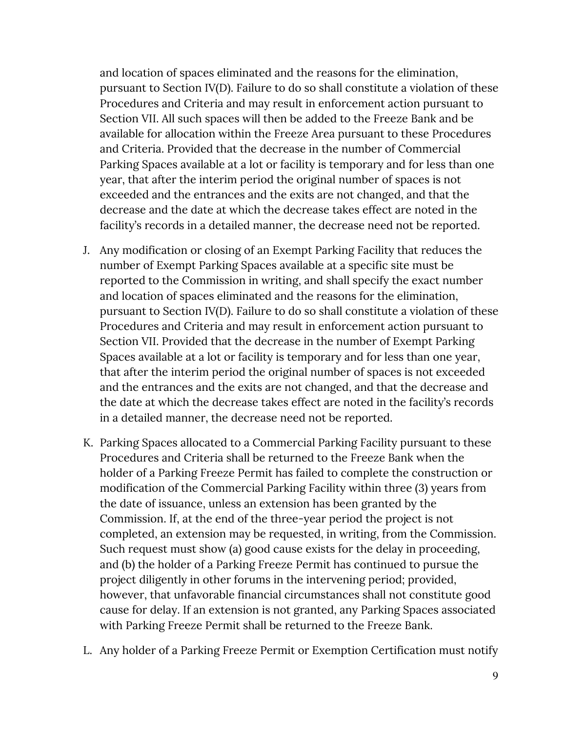and location of spaces eliminated and the reasons for the elimination, pursuant to Section IV(D). Failure to do so shall constitute a violation of these Procedures and Criteria and may result in enforcement action pursuant to Section VII. All such spaces will then be added to the Freeze Bank and be available for allocation within the Freeze Area pursuant to these Procedures and Criteria. Provided that the decrease in the number of Commercial Parking Spaces available at a lot or facility is temporary and for less than one year, that after the interim period the original number of spaces is not exceeded and the entrances and the exits are not changed, and that the decrease and the date at which the decrease takes effect are noted in the facility's records in a detailed manner, the decrease need not be reported.

J. Any modification or closing of an Exempt Parking Facility that reduces the number of Exempt Parking Spaces available at a specific site must be reported to the Commission in writing, and shall specify the exact number and location of spaces eliminated and the reasons for the elimination, pursuant to Section IV(D). Failure to do so shall constitute a violation of these Procedures and Criteria and may result in enforcement action pursuant to Section VII. Provided that the decrease in the number of Exempt Parking Spaces available at a lot or facility is temporary and for less than one year, that after the interim period the original number of spaces is not exceeded and the entrances and the exits are not changed, and that the decrease and the date at which the decrease takes effect are noted in the facility's records in a detailed manner, the decrease need not be reported.

K. Parking Spaces allocated to a Commercial Parking Facility pursuant to these Procedures and Criteria shall be returned to the Freeze Bank when the holder of a Parking Freeze Permit has failed to complete the construction or modification of the Commercial Parking Facility within three (3) years from the date of issuance, unless an extension has been granted by the Commission. If, at the end of the three-year period the project is not completed, an extension may be requested, in writing, from the Commission. Such request must show (a) good cause exists for the delay in proceeding, and (b) the holder of a Parking Freeze Permit has continued to pursue the project diligently in other forums in the intervening period; provided, however, that unfavorable financial circumstances shall not constitute good cause for delay. If an extension is not granted, any Parking Spaces associated with Parking Freeze Permit shall be returned to the Freeze Bank.

L. Any holder of a Parking Freeze Permit or Exemption Certification must notify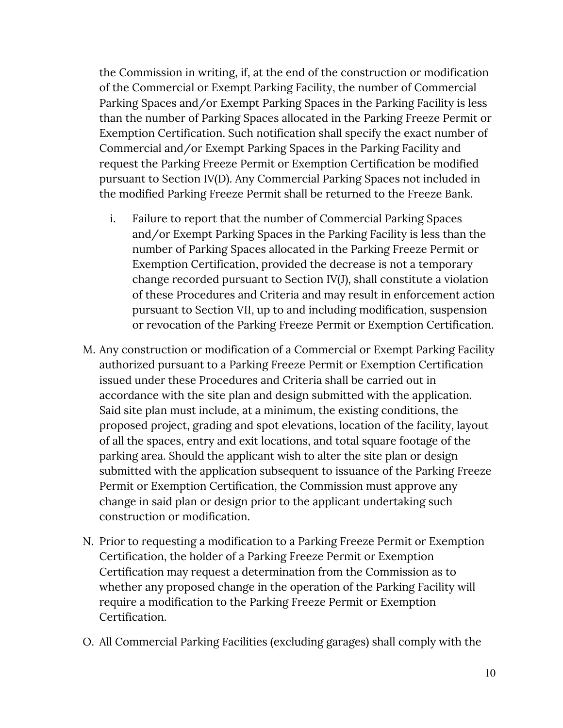the Commission in writing, if, at the end of the construction or modification of the Commercial or Exempt Parking Facility, the number of Commercial Parking Spaces and/or Exempt Parking Spaces in the Parking Facility is less than the number of Parking Spaces allocated in the Parking Freeze Permit or Exemption Certification. Such notification shall specify the exact number of Commercial and/or Exempt Parking Spaces in the Parking Facility and request the Parking Freeze Permit or Exemption Certification be modified pursuant to Section IV(D). Any Commercial Parking Spaces not included in the modified Parking Freeze Permit shall be returned to the Freeze Bank.

   i. Failure to report that the number of Commercial Parking Spaces and/or Exempt Parking Spaces in the Parking Facility is less than the number of Parking Spaces allocated in the Parking Freeze Permit or Exemption Certification, provided the decrease is not a temporary change recorded pursuant to Section IV(J), shall constitute a violation of these Procedures and Criteria and may result in enforcement action pursuant to Section VII, up to and including modification, suspension or revocation of the Parking Freeze Permit or Exemption Certification.

M. Any construction or modification of a Commercial or Exempt Parking Facility authorized pursuant to a Parking Freeze Permit or Exemption Certification issued under these Procedures and Criteria shall be carried out in accordance with the site plan and design submitted with the application. Said site plan must include, at a minimum, the existing conditions, the proposed project, grading and spot elevations, location of the facility, layout of all the spaces, entry and exit locations, and total square footage of the parking area. Should the applicant wish to alter the site plan or design submitted with the application subsequent to issuance of the Parking Freeze Permit or Exemption Certification, the Commission must approve any change in said plan or design prior to the applicant undertaking such construction or modification.

N. Prior to requesting a modification to a Parking Freeze Permit or Exemption Certification, the holder of a Parking Freeze Permit or Exemption Certification may request a determination from the Commission as to whether any proposed change in the operation of the Parking Facility will require a modification to the Parking Freeze Permit or Exemption Certification.

O. All Commercial Parking Facilities (excluding garages) shall comply with the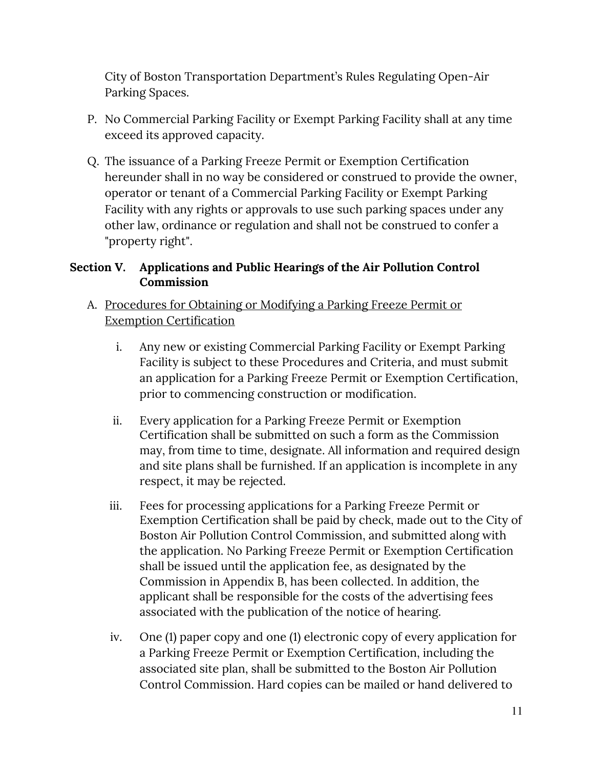City of Boston Transportation Department's Rules Regulating Open-Air Parking Spaces.

P. No Commercial Parking Facility or Exempt Parking Facility shall at any time exceed its approved capacity.

Q. The issuance of a Parking Freeze Permit or Exemption Certification hereunder shall in no way be considered or construed to provide the owner, operator or tenant of a Commercial Parking Facility or Exempt Parking Facility with any rights or approvals to use such parking spaces under any other law, ordinance or regulation and shall not be construed to confer a "property right".

## Section V. Applications and Public Hearings of the Air Pollution Control Commission

A. <u>Procedures for Obtaining or Modifying a Parking Freeze Permit or Exemption Certification</u>

i. Any new or existing Commercial Parking Facility or Exempt Parking Facility is subject to these Procedures and Criteria, and must submit an application for a Parking Freeze Permit or Exemption Certification, prior to commencing construction or modification.

ii. Every application for a Parking Freeze Permit or Exemption Certification shall be submitted on such a form as the Commission may, from time to time, designate. All information and required design and site plans shall be furnished. If an application is incomplete in any respect, it may be rejected.

iii. Fees for processing applications for a Parking Freeze Permit or Exemption Certification shall be paid by check, made out to the City of Boston Air Pollution Control Commission, and submitted along with the application. No Parking Freeze Permit or Exemption Certification shall be issued until the application fee, as designated by the Commission in Appendix B, has been collected. In addition, the applicant shall be responsible for the costs of the advertising fees associated with the publication of the notice of hearing.

iv. One (1) paper copy and one (1) electronic copy of every application for a Parking Freeze Permit or Exemption Certification, including the associated site plan, shall be submitted to the Boston Air Pollution Control Commission. Hard copies can be mailed or hand delivered to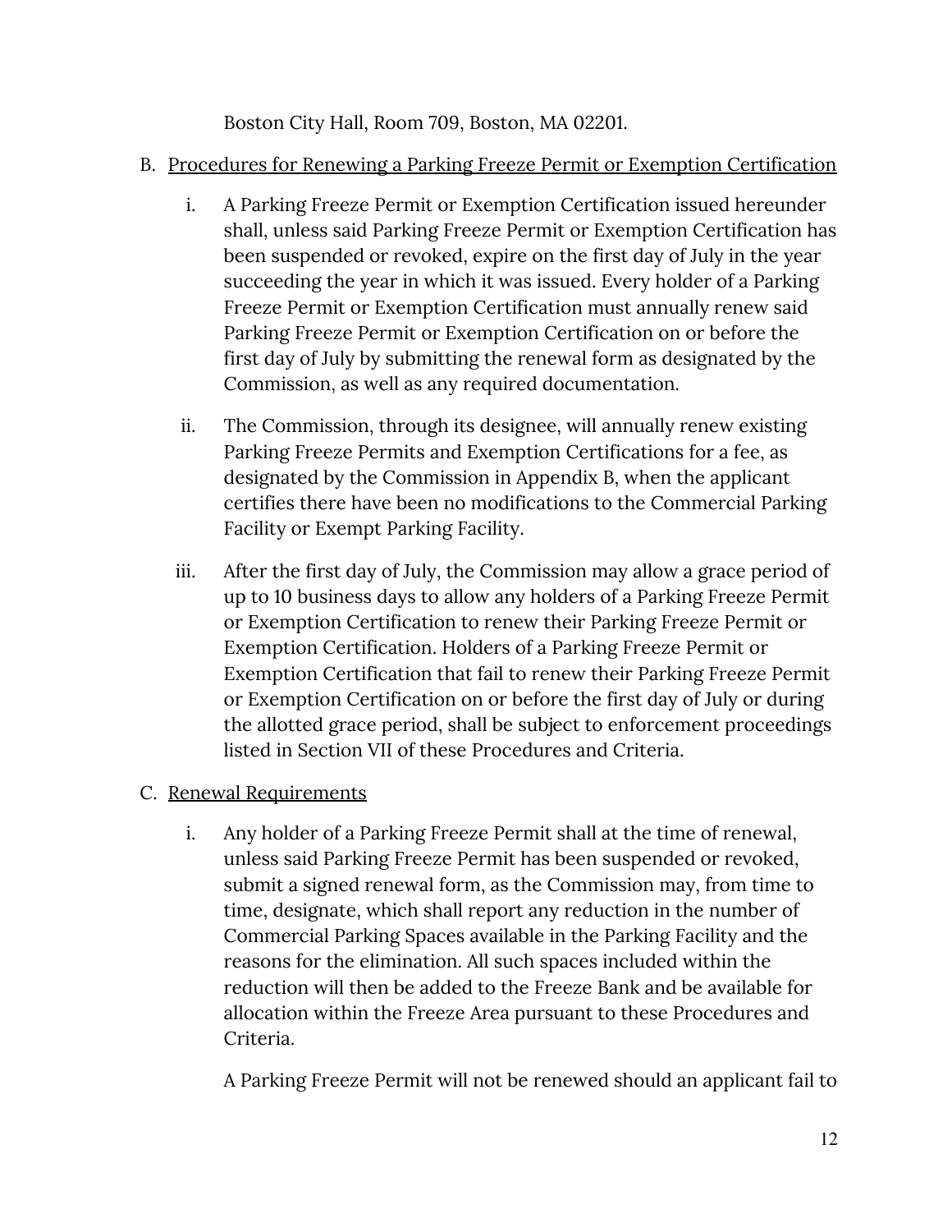Boston City Hall, Room 709, Boston, MA 02201.

B. Procedures for Renewing a Parking Freeze Permit or Exemption Certification

   i. A Parking Freeze Permit or Exemption Certification issued hereunder shall, unless said Parking Freeze Permit or Exemption Certification has been suspended or revoked, expire on the first day of July in the year succeeding the year in which it was issued. Every holder of a Parking Freeze Permit or Exemption Certification must annually renew said Parking Freeze Permit or Exemption Certification on or before the first day of July by submitting the renewal form as designated by the Commission, as well as any required documentation.

   ii. The Commission, through its designee, will annually renew existing Parking Freeze Permits and Exemption Certifications for a fee, as designated by the Commission in Appendix B, when the applicant certifies there have been no modifications to the Commercial Parking Facility or Exempt Parking Facility.

   iii. After the first day of July, the Commission may allow a grace period of up to 10 business days to allow any holders of a Parking Freeze Permit or Exemption Certification to renew their Parking Freeze Permit or Exemption Certification. Holders of a Parking Freeze Permit or Exemption Certification that fail to renew their Parking Freeze Permit or Exemption Certification on or before the first day of July or during the allotted grace period, shall be subject to enforcement proceedings listed in Section VII of these Procedures and Criteria.

C. Renewal Requirements

   i. Any holder of a Parking Freeze Permit shall at the time of renewal, unless said Parking Freeze Permit has been suspended or revoked, submit a signed renewal form, as the Commission may, from time to time, designate, which shall report any reduction in the number of Commercial Parking Spaces available in the Parking Facility and the reasons for the elimination. All such spaces included within the reduction will then be added to the Freeze Bank and be available for allocation within the Freeze Area pursuant to these Procedures and Criteria.

   A Parking Freeze Permit will not be renewed should an applicant fail to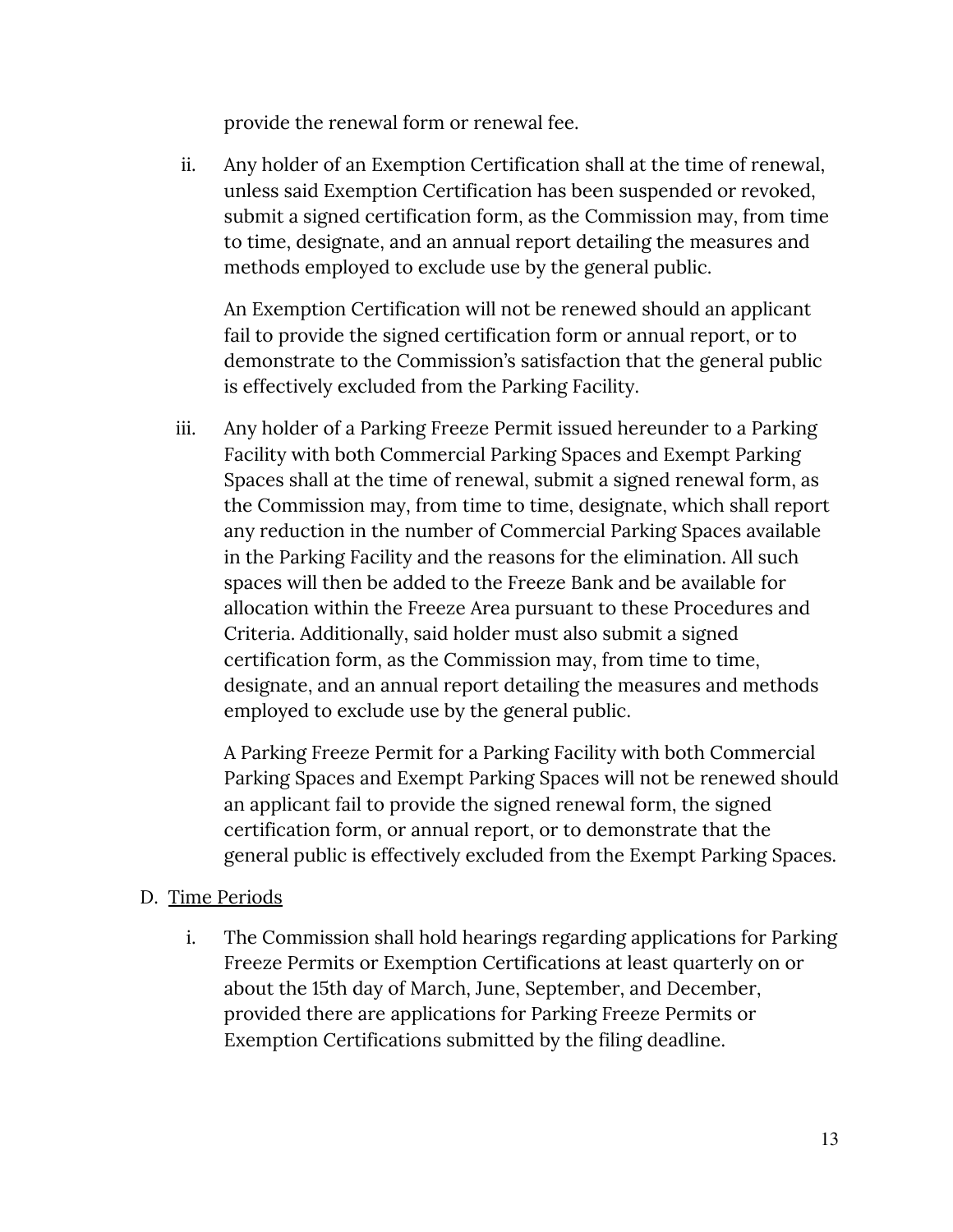provide the renewal form or renewal fee.

ii. Any holder of an Exemption Certification shall at the time of renewal, unless said Exemption Certification has been suspended or revoked, submit a signed certification form, as the Commission may, from time to time, designate, and an annual report detailing the measures and methods employed to exclude use by the general public.

    An Exemption Certification will not be renewed should an applicant fail to provide the signed certification form or annual report, or to demonstrate to the Commission's satisfaction that the general public is effectively excluded from the Parking Facility.

iii. Any holder of a Parking Freeze Permit issued hereunder to a Parking Facility with both Commercial Parking Spaces and Exempt Parking Spaces shall at the time of renewal, submit a signed renewal form, as the Commission may, from time to time, designate, which shall report any reduction in the number of Commercial Parking Spaces available in the Parking Facility and the reasons for the elimination. All such spaces will then be added to the Freeze Bank and be available for allocation within the Freeze Area pursuant to these Procedures and Criteria. Additionally, said holder must also submit a signed certification form, as the Commission may, from time to time, designate, and an annual report detailing the measures and methods employed to exclude use by the general public.

    A Parking Freeze Permit for a Parking Facility with both Commercial Parking Spaces and Exempt Parking Spaces will not be renewed should an applicant fail to provide the signed renewal form, the signed certification form, or annual report, or to demonstrate that the general public is effectively excluded from the Exempt Parking Spaces.

D. <u>Time Periods</u>

i. The Commission shall hold hearings regarding applications for Parking Freeze Permits or Exemption Certifications at least quarterly on or about the 15th day of March, June, September, and December, provided there are applications for Parking Freeze Permits or Exemption Certifications submitted by the filing deadline.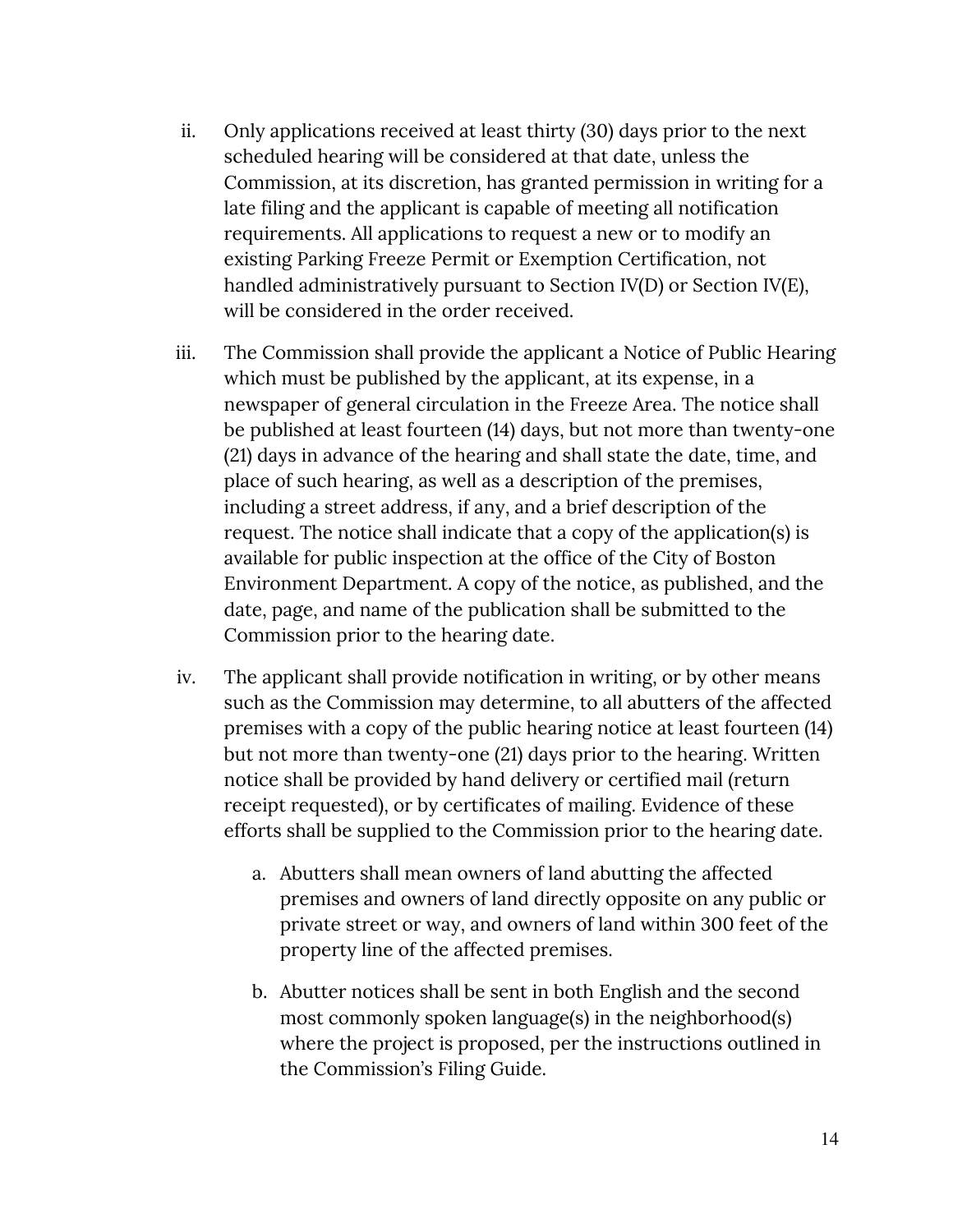ii. Only applications received at least thirty (30) days prior to the next scheduled hearing will be considered at that date, unless the Commission, at its discretion, has granted permission in writing for a late filing and the applicant is capable of meeting all notification requirements. All applications to request a new or to modify an existing Parking Freeze Permit or Exemption Certification, not handled administratively pursuant to Section IV(D) or Section IV(E), will be considered in the order received.

iii. The Commission shall provide the applicant a Notice of Public Hearing which must be published by the applicant, at its expense, in a newspaper of general circulation in the Freeze Area. The notice shall be published at least fourteen (14) days, but not more than twenty-one (21) days in advance of the hearing and shall state the date, time, and place of such hearing, as well as a description of the premises, including a street address, if any, and a brief description of the request. The notice shall indicate that a copy of the application(s) is available for public inspection at the office of the City of Boston Environment Department. A copy of the notice, as published, and the date, page, and name of the publication shall be submitted to the Commission prior to the hearing date.

iv. The applicant shall provide notification in writing, or by other means such as the Commission may determine, to all abutters of the affected premises with a copy of the public hearing notice at least fourteen (14) but not more than twenty-one (21) days prior to the hearing. Written notice shall be provided by hand delivery or certified mail (return receipt requested), or by certificates of mailing. Evidence of these efforts shall be supplied to the Commission prior to the hearing date.

   a. Abutters shall mean owners of land abutting the affected premises and owners of land directly opposite on any public or private street or way, and owners of land within 300 feet of the property line of the affected premises.

   b. Abutter notices shall be sent in both English and the second most commonly spoken language(s) in the neighborhood(s) where the project is proposed, per the instructions outlined in the Commission's Filing Guide.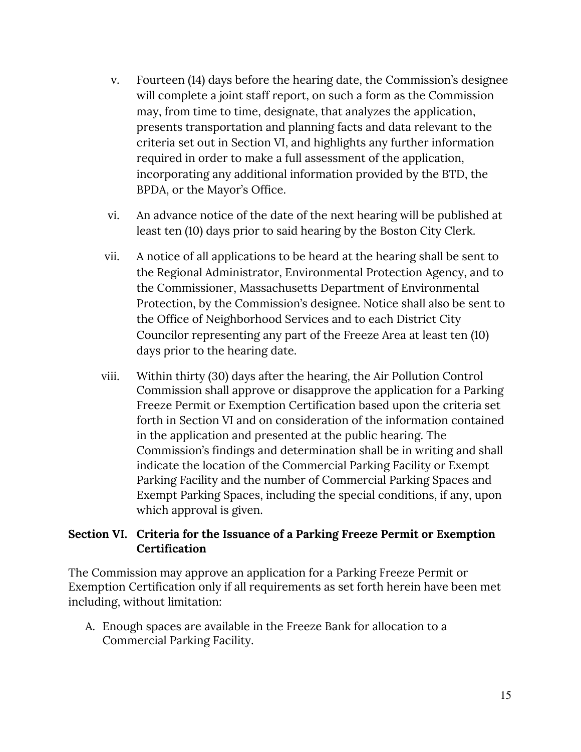v. Fourteen (14) days before the hearing date, the Commission's designee will complete a joint staff report, on such a form as the Commission may, from time to time, designate, that analyzes the application, presents transportation and planning facts and data relevant to the criteria set out in Section VI, and highlights any further information required in order to make a full assessment of the application, incorporating any additional information provided by the BTD, the BPDA, or the Mayor's Office.

vi. An advance notice of the date of the next hearing will be published at least ten (10) days prior to said hearing by the Boston City Clerk.

vii. A notice of all applications to be heard at the hearing shall be sent to the Regional Administrator, Environmental Protection Agency, and to the Commissioner, Massachusetts Department of Environmental Protection, by the Commission's designee. Notice shall also be sent to the Office of Neighborhood Services and to each District City Councilor representing any part of the Freeze Area at least ten (10) days prior to the hearing date.

viii. Within thirty (30) days after the hearing, the Air Pollution Control Commission shall approve or disapprove the application for a Parking Freeze Permit or Exemption Certification based upon the criteria set forth in Section VI and on consideration of the information contained in the application and presented at the public hearing. The Commission's findings and determination shall be in writing and shall indicate the location of the Commercial Parking Facility or Exempt Parking Facility and the number of Commercial Parking Spaces and Exempt Parking Spaces, including the special conditions, if any, upon which approval is given.

## Section VI. Criteria for the Issuance of a Parking Freeze Permit or Exemption Certification

The Commission may approve an application for a Parking Freeze Permit or Exemption Certification only if all requirements as set forth herein have been met including, without limitation:

A. Enough spaces are available in the Freeze Bank for allocation to a Commercial Parking Facility.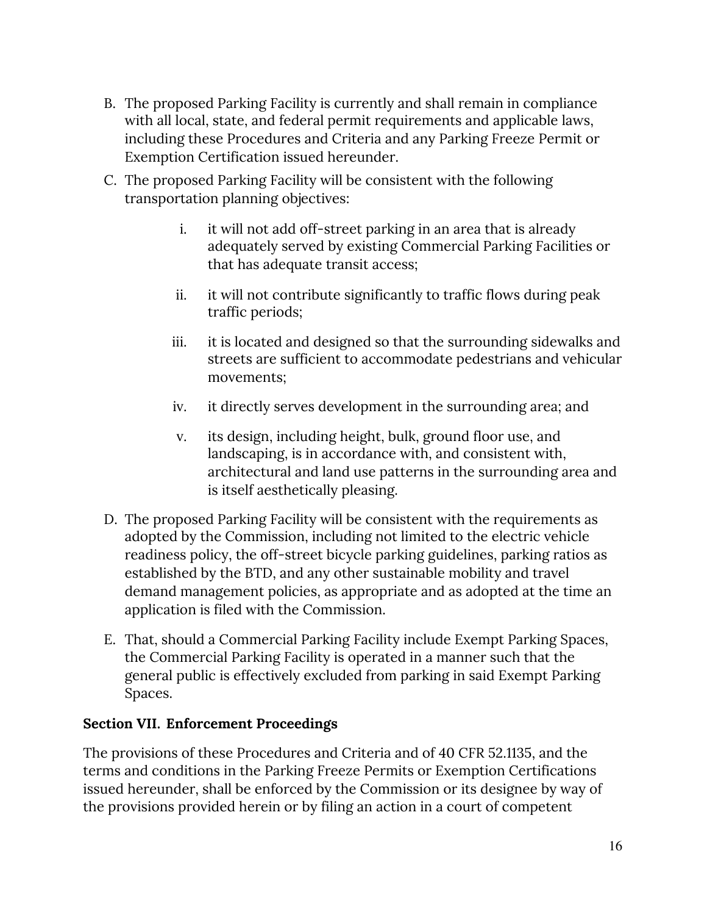B. The proposed Parking Facility is currently and shall remain in compliance with all local, state, and federal permit requirements and applicable laws, including these Procedures and Criteria and any Parking Freeze Permit or Exemption Certification issued hereunder.

C. The proposed Parking Facility will be consistent with the following transportation planning objectives:

   i. it will not add off-street parking in an area that is already adequately served by existing Commercial Parking Facilities or that has adequate transit access;

   ii. it will not contribute significantly to traffic flows during peak traffic periods;

   iii. it is located and designed so that the surrounding sidewalks and streets are sufficient to accommodate pedestrians and vehicular movements;

   iv. it directly serves development in the surrounding area; and

   v. its design, including height, bulk, ground floor use, and landscaping, is in accordance with, and consistent with, architectural and land use patterns in the surrounding area and is itself aesthetically pleasing.

D. The proposed Parking Facility will be consistent with the requirements as adopted by the Commission, including not limited to the electric vehicle readiness policy, the off-street bicycle parking guidelines, parking ratios as established by the BTD, and any other sustainable mobility and travel demand management policies, as appropriate and as adopted at the time an application is filed with the Commission.

E. That, should a Commercial Parking Facility include Exempt Parking Spaces, the Commercial Parking Facility is operated in a manner such that the general public is effectively excluded from parking in said Exempt Parking Spaces.

**Section VII. Enforcement Proceedings**

The provisions of these Procedures and Criteria and of 40 CFR 52.1135, and the terms and conditions in the Parking Freeze Permits or Exemption Certifications issued hereunder, shall be enforced by the Commission or its designee by way of the provisions provided herein or by filing an action in a court of competent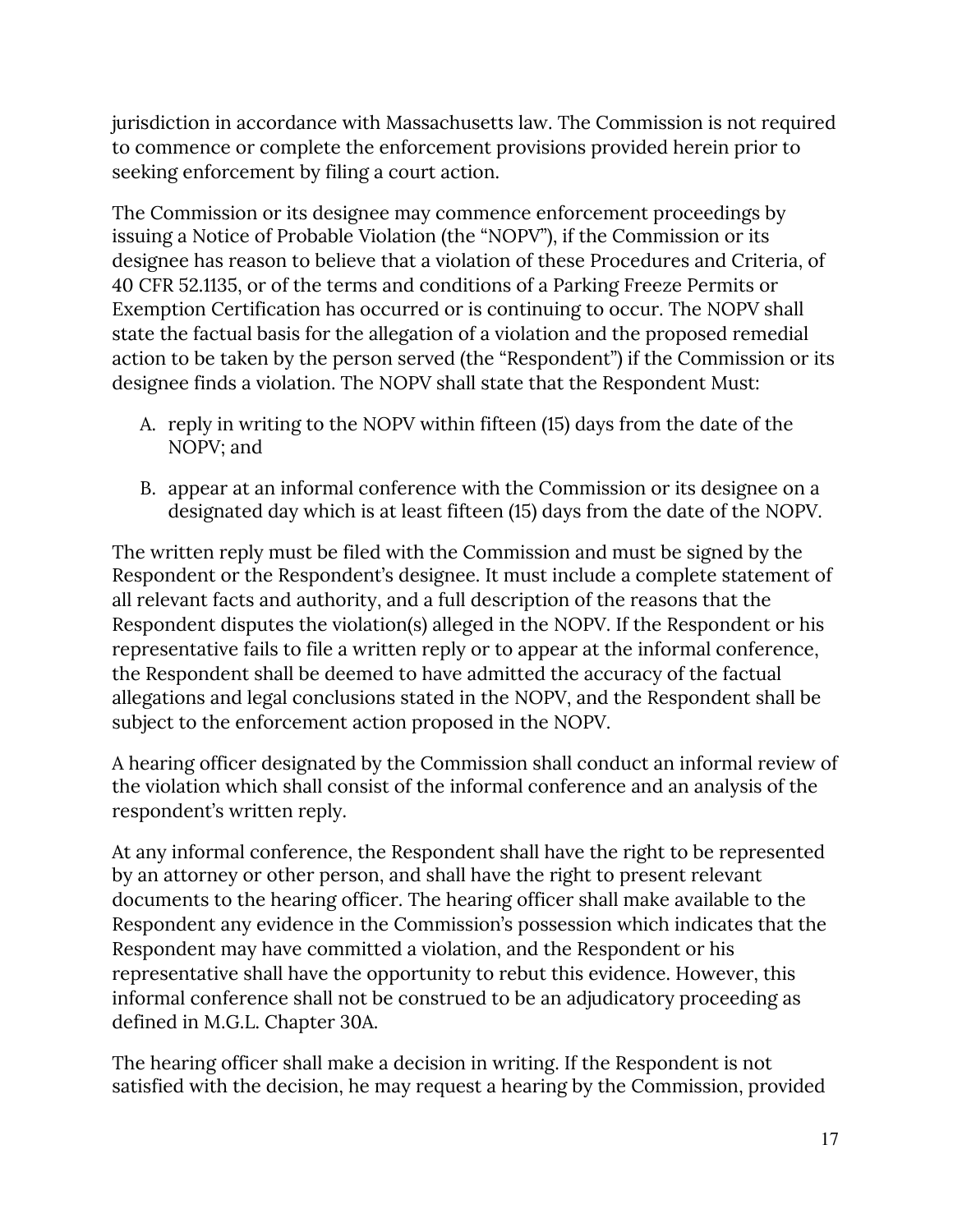jurisdiction in accordance with Massachusetts law. The Commission is not required to commence or complete the enforcement provisions provided herein prior to seeking enforcement by filing a court action.

The Commission or its designee may commence enforcement proceedings by issuing a Notice of Probable Violation (the "NOPV"), if the Commission or its designee has reason to believe that a violation of these Procedures and Criteria, of 40 CFR 52.1135, or of the terms and conditions of a Parking Freeze Permits or Exemption Certification has occurred or is continuing to occur. The NOPV shall state the factual basis for the allegation of a violation and the proposed remedial action to be taken by the person served (the "Respondent") if the Commission or its designee finds a violation. The NOPV shall state that the Respondent Must:

A. reply in writing to the NOPV within fifteen (15) days from the date of the NOPV; and

B. appear at an informal conference with the Commission or its designee on a designated day which is at least fifteen (15) days from the date of the NOPV.

The written reply must be filed with the Commission and must be signed by the Respondent or the Respondent's designee. It must include a complete statement of all relevant facts and authority, and a full description of the reasons that the Respondent disputes the violation(s) alleged in the NOPV. If the Respondent or his representative fails to file a written reply or to appear at the informal conference, the Respondent shall be deemed to have admitted the accuracy of the factual allegations and legal conclusions stated in the NOPV, and the Respondent shall be subject to the enforcement action proposed in the NOPV.

A hearing officer designated by the Commission shall conduct an informal review of the violation which shall consist of the informal conference and an analysis of the respondent's written reply.

At any informal conference, the Respondent shall have the right to be represented by an attorney or other person, and shall have the right to present relevant documents to the hearing officer. The hearing officer shall make available to the Respondent any evidence in the Commission's possession which indicates that the Respondent may have committed a violation, and the Respondent or his representative shall have the opportunity to rebut this evidence. However, this informal conference shall not be construed to be an adjudicatory proceeding as defined in M.G.L. Chapter 30A.

The hearing officer shall make a decision in writing. If the Respondent is not satisfied with the decision, he may request a hearing by the Commission, provided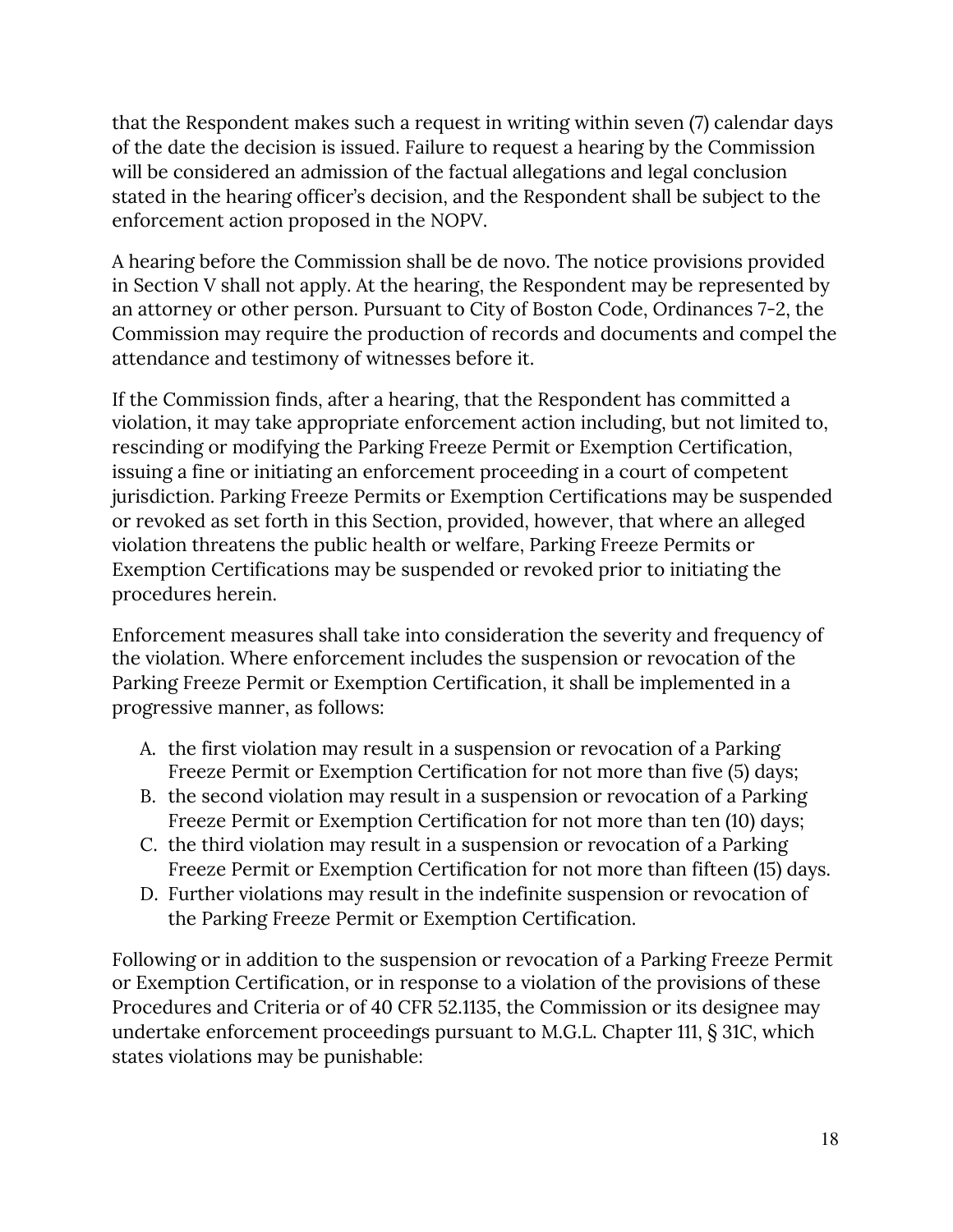that the Respondent makes such a request in writing within seven (7) calendar days of the date the decision is issued. Failure to request a hearing by the Commission will be considered an admission of the factual allegations and legal conclusion stated in the hearing officer's decision, and the Respondent shall be subject to the enforcement action proposed in the NOPV.

A hearing before the Commission shall be de novo. The notice provisions provided in Section V shall not apply. At the hearing, the Respondent may be represented by an attorney or other person. Pursuant to City of Boston Code, Ordinances 7-2, the Commission may require the production of records and documents and compel the attendance and testimony of witnesses before it.

If the Commission finds, after a hearing, that the Respondent has committed a violation, it may take appropriate enforcement action including, but not limited to, rescinding or modifying the Parking Freeze Permit or Exemption Certification, issuing a fine or initiating an enforcement proceeding in a court of competent jurisdiction. Parking Freeze Permits or Exemption Certifications may be suspended or revoked as set forth in this Section, provided, however, that where an alleged violation threatens the public health or welfare, Parking Freeze Permits or Exemption Certifications may be suspended or revoked prior to initiating the procedures herein.

Enforcement measures shall take into consideration the severity and frequency of the violation. Where enforcement includes the suspension or revocation of the Parking Freeze Permit or Exemption Certification, it shall be implemented in a progressive manner, as follows:

A. the first violation may result in a suspension or revocation of a Parking Freeze Permit or Exemption Certification for not more than five (5) days;
B. the second violation may result in a suspension or revocation of a Parking Freeze Permit or Exemption Certification for not more than ten (10) days;
C. the third violation may result in a suspension or revocation of a Parking Freeze Permit or Exemption Certification for not more than fifteen (15) days.
D. Further violations may result in the indefinite suspension or revocation of the Parking Freeze Permit or Exemption Certification.

Following or in addition to the suspension or revocation of a Parking Freeze Permit or Exemption Certification, or in response to a violation of the provisions of these Procedures and Criteria or of 40 CFR 52.1135, the Commission or its designee may undertake enforcement proceedings pursuant to M.G.L. Chapter 111, § 31C, which states violations may be punishable: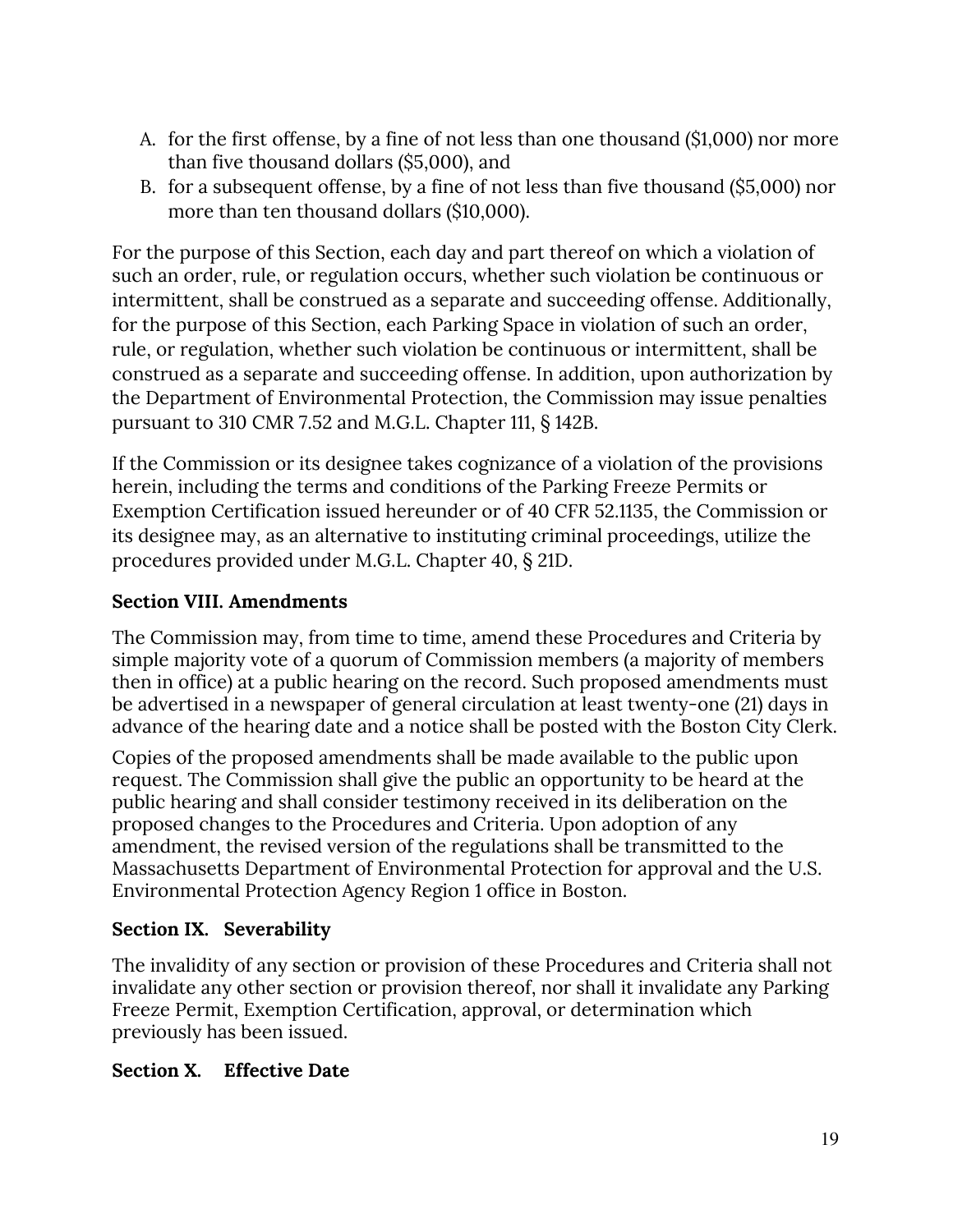A. for the first offense, by a fine of not less than one thousand ($1,000) nor more than five thousand dollars ($5,000), and
B. for a subsequent offense, by a fine of not less than five thousand ($5,000) nor more than ten thousand dollars ($10,000).

For the purpose of this Section, each day and part thereof on which a violation of such an order, rule, or regulation occurs, whether such violation be continuous or intermittent, shall be construed as a separate and succeeding offense. Additionally, for the purpose of this Section, each Parking Space in violation of such an order, rule, or regulation, whether such violation be continuous or intermittent, shall be construed as a separate and succeeding offense. In addition, upon authorization by the Department of Environmental Protection, the Commission may issue penalties pursuant to 310 CMR 7.52 and M.G.L. Chapter 111, § 142B.

If the Commission or its designee takes cognizance of a violation of the provisions herein, including the terms and conditions of the Parking Freeze Permits or Exemption Certification issued hereunder or of 40 CFR 52.1135, the Commission or its designee may, as an alternative to instituting criminal proceedings, utilize the procedures provided under M.G.L. Chapter 40, § 21D.

**Section VIII. Amendments**

The Commission may, from time to time, amend these Procedures and Criteria by simple majority vote of a quorum of Commission members (a majority of members then in office) at a public hearing on the record. Such proposed amendments must be advertised in a newspaper of general circulation at least twenty-one (21) days in advance of the hearing date and a notice shall be posted with the Boston City Clerk.

Copies of the proposed amendments shall be made available to the public upon request. The Commission shall give the public an opportunity to be heard at the public hearing and shall consider testimony received in its deliberation on the proposed changes to the Procedures and Criteria. Upon adoption of any amendment, the revised version of the regulations shall be transmitted to the Massachusetts Department of Environmental Protection for approval and the U.S. Environmental Protection Agency Region 1 office in Boston.

**Section IX. Severability**

The invalidity of any section or provision of these Procedures and Criteria shall not invalidate any other section or provision thereof, nor shall it invalidate any Parking Freeze Permit, Exemption Certification, approval, or determination which previously has been issued.

**Section X. Effective Date**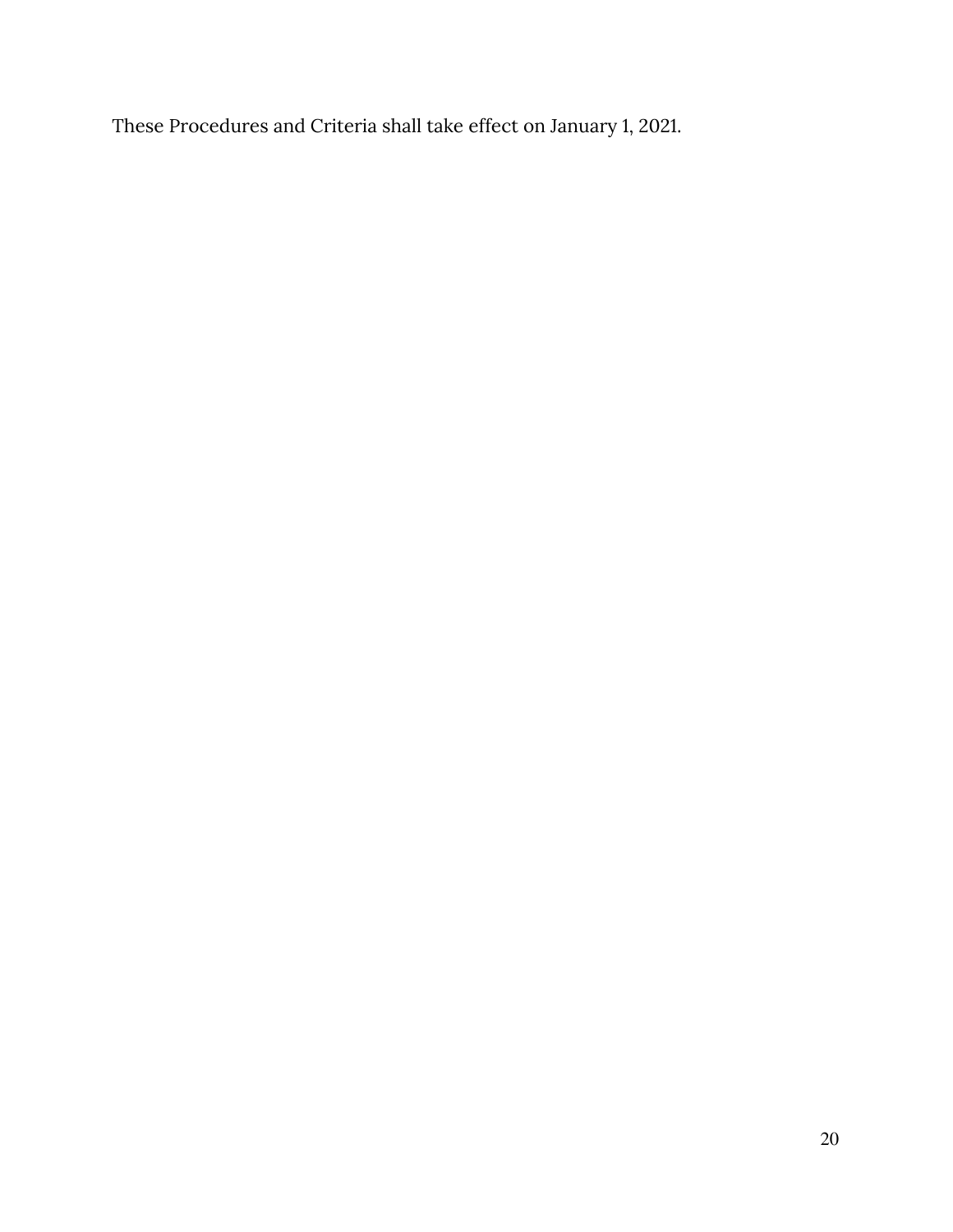These Procedures and Criteria shall take effect on January 1, 2021.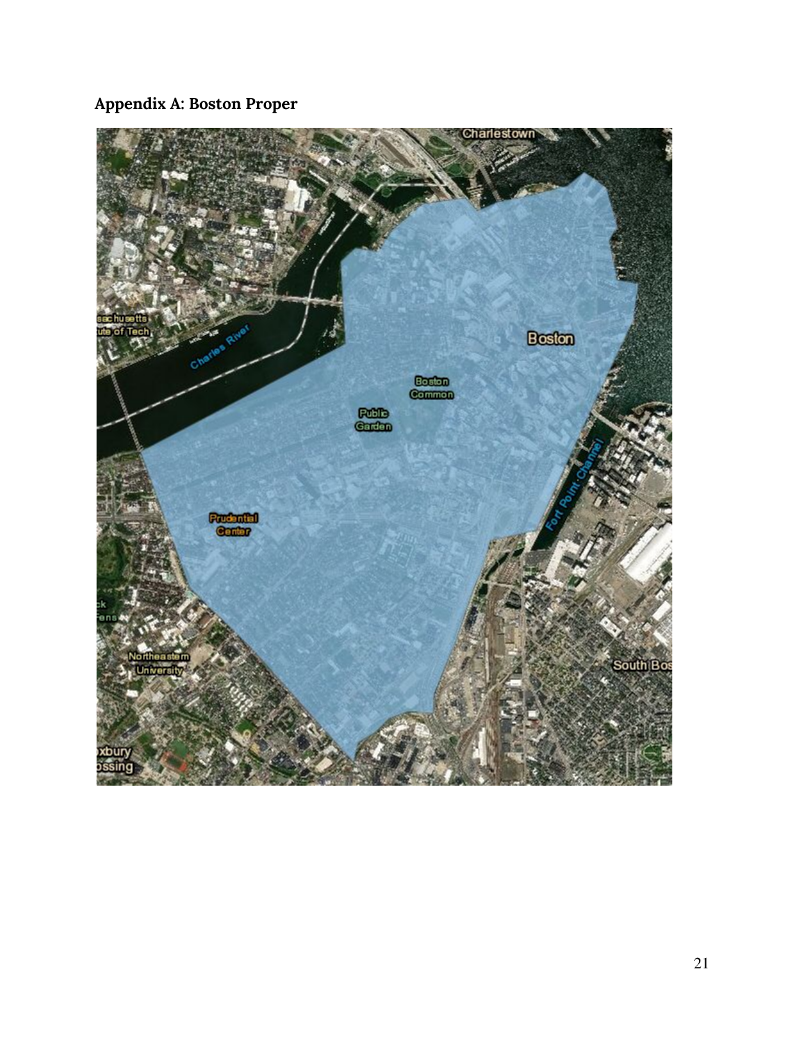**Appendix A: Boston Proper**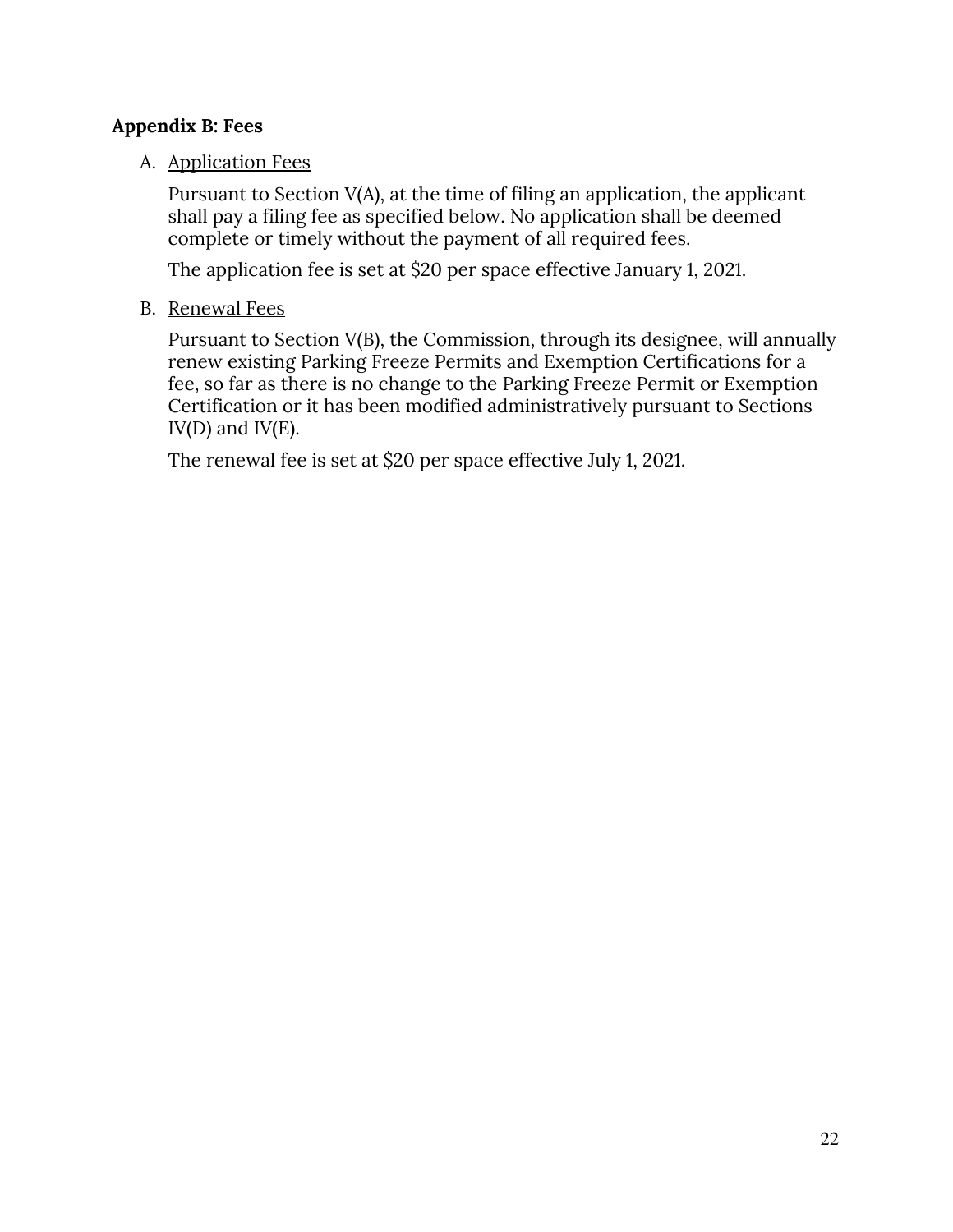## Appendix B: Fees

A. <u>Application Fees</u>

   Pursuant to Section V(A), at the time of filing an application, the applicant shall pay a filing fee as specified below. No application shall be deemed complete or timely without the payment of all required fees.

   The application fee is set at $20 per space effective January 1, 2021.

B. <u>Renewal Fees</u>

   Pursuant to Section V(B), the Commission, through its designee, will annually renew existing Parking Freeze Permits and Exemption Certifications for a fee, so far as there is no change to the Parking Freeze Permit or Exemption Certification or it has been modified administratively pursuant to Sections IV(D) and IV(E).

   The renewal fee is set at $20 per space effective July 1, 2021.